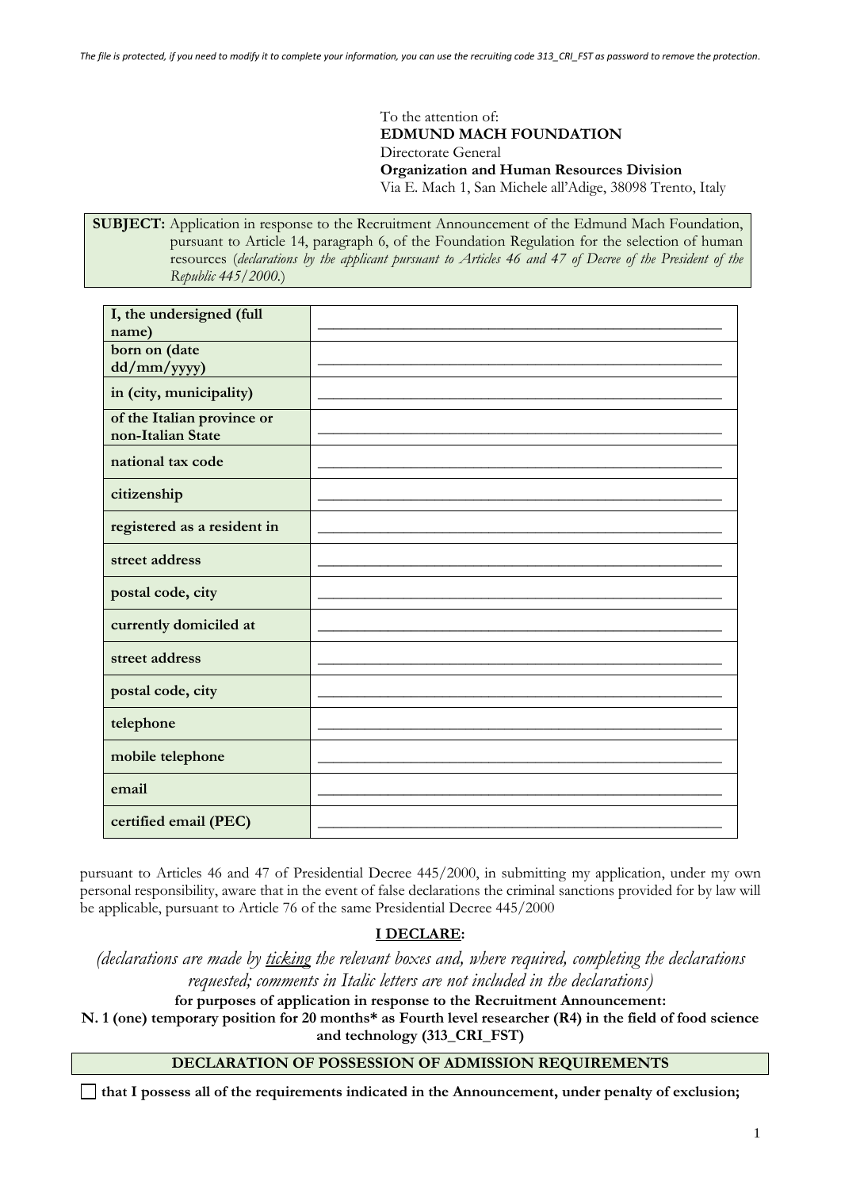*The file is protected, if you need to modify it to complete your information, you can use the recruiting code 313_CRI_FST as password to remove the protection.*

To the attention of:
**EDMUND MACH FOUNDATION**
Directorate General
**Organization and Human Resources Division**
Via E. Mach 1, San Michele all'Adige, 38098 Trento, Italy

**SUBJECT:** Application in response to the Recruitment Announcement of the Edmund Mach Foundation, pursuant to Article 14, paragraph 6, of the Foundation Regulation for the selection of human resources (*declarations by the applicant pursuant to Articles 46 and 47 of Decree of the President of the Republic 445/2000.*)

| | |
|---|---|
| **I, the undersigned (full name)** | ______________________________ |
| **born on (date dd/mm/yyyy)** | ______________________________ |
| **in (city, municipality)** | ______________________________ |
| **of the Italian province or non-Italian State** | ______________________________ |
| **national tax code** | ______________________________ |
| **citizenship** | ______________________________ |
| **registered as a resident in** | ______________________________ |
| **street address** | ______________________________ |
| **postal code, city** | ______________________________ |
| **currently domiciled at** | ______________________________ |
| **street address** | ______________________________ |
| **postal code, city** | ______________________________ |
| **telephone** | ______________________________ |
| **mobile telephone** | ______________________________ |
| **email** | ______________________________ |
| **certified email (PEC)** | ______________________________ |

pursuant to Articles 46 and 47 of Presidential Decree 445/2000, in submitting my application, under my own personal responsibility, aware that in the event of false declarations the criminal sanctions provided for by law will be applicable, pursuant to Article 76 of the same Presidential Decree 445/2000

**I DECLARE:**

*(declarations are made by ticking the relevant boxes and, where required, completing the declarations requested; comments in Italic letters are not included in the declarations)*

**for purposes of application in response to the Recruitment Announcement:**
**N. 1 (one) temporary position for 20 months* as Fourth level researcher (R4) in the field of food science and technology (313_CRI_FST)**

**DECLARATION OF POSSESSION OF ADMISSION REQUIREMENTS**

☐ **that I possess all of the requirements indicated in the Announcement, under penalty of exclusion;**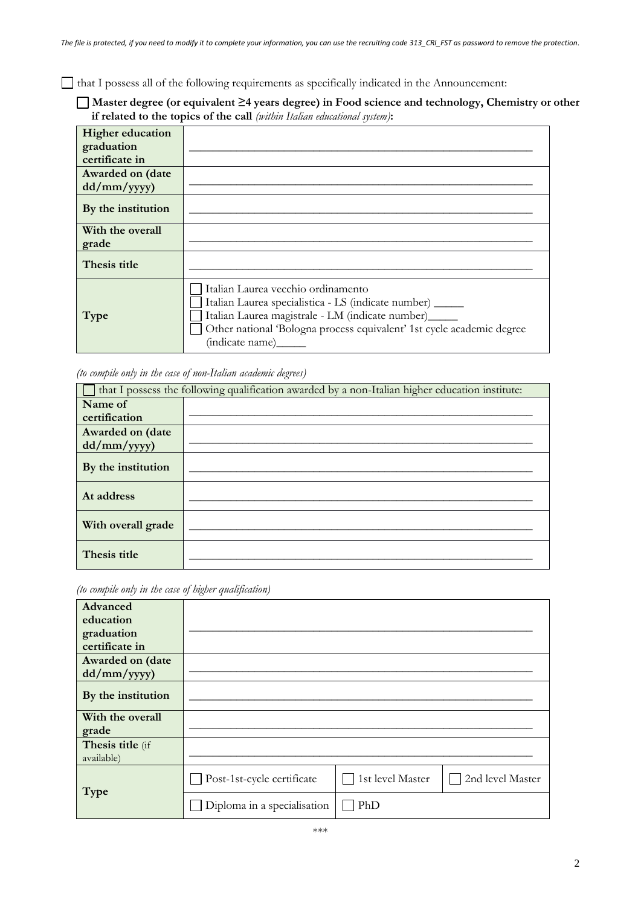*The file is protected, if you need to modify it to complete your information, you can use the recruiting code 313_CRI_FST as password to remove the protection.*

☐ that I possess all of the following requirements as specifically indicated in the Announcement:

☐ **Master degree (or equivalent ≥4 years degree) in Food science and technology, Chemistry or other if related to the topics of the call** *(within Italian educational system)***:**

| | |
|---|---|
| **Higher education graduation certificate in** | ___________________________________________ |
| **Awarded on (date dd/mm/yyyy)** | ___________________________________________ |
| **By the institution** | ___________________________________________ |
| **With the overall grade** | ___________________________________________ |
| **Thesis title** | ___________________________________________ |
| **Type** | ☐ Italian Laurea vecchio ordinamento<br>☐ Italian Laurea specialistica - LS (indicate number) _____<br>☐ Italian Laurea magistrale - LM (indicate number)_____<br>☐ Other national 'Bologna process equivalent' 1st cycle academic degree (indicate name)_____ |

*(to compile only in the case of non-Italian academic degrees)*

| ☐ that I possess the following qualification awarded by a non-Italian higher education institute: | |
|---|---|
| **Name of certification** | ___________________________________________ |
| **Awarded on (date dd/mm/yyyy)** | ___________________________________________ |
| **By the institution** | ___________________________________________ |
| **At address** | ___________________________________________ |
| **With overall grade** | ___________________________________________ |
| **Thesis title** | ___________________________________________ |

*(to compile only in the case of higher qualification)*

| | | | |
|---|---|---|---|
| **Advanced education graduation certificate in** | ___________________________________________ | | |
| **Awarded on (date dd/mm/yyyy)** | ___________________________________________ | | |
| **By the institution** | ___________________________________________ | | |
| **With the overall grade** | ___________________________________________ | | |
| **Thesis title** (if available) | ___________________________________________ | | |
| **Type** | ☐ Post-1st-cycle certificate | ☐ 1st level Master | ☐ 2nd level Master |
| | ☐ Diploma in a specialisation | ☐ PhD | |

\*\*\*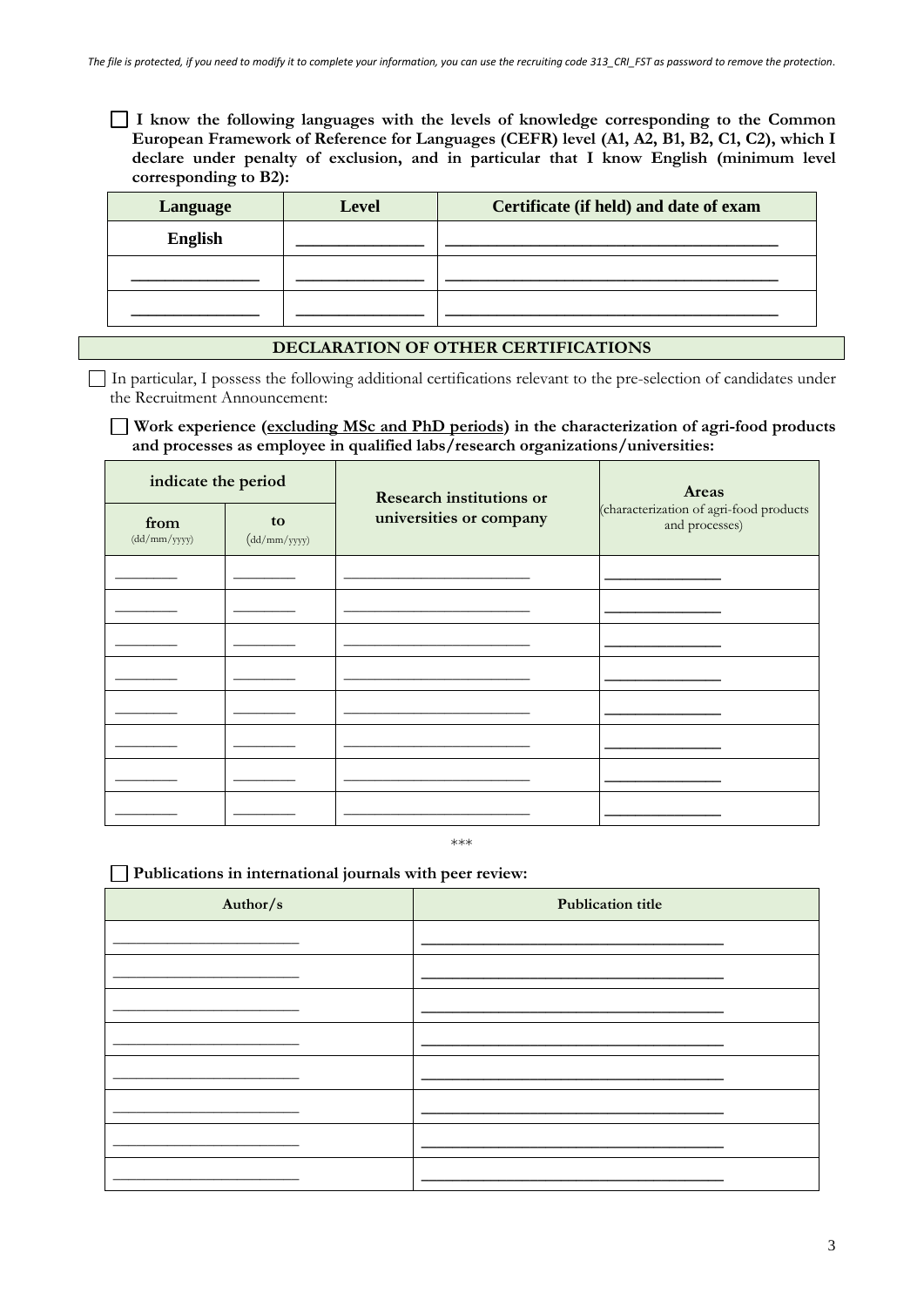*The file is protected, if you need to modify it to complete your information, you can use the recruiting code 313_CRI_FST as password to remove the protection.*

☐ **I know the following languages with the levels of knowledge corresponding to the Common European Framework of Reference for Languages (CEFR) level (A1, A2, B1, B2, C1, C2), which I declare under penalty of exclusion, and in particular that I know English (minimum level corresponding to B2):**

| Language | Level | Certificate (if held) and date of exam |
|---|---|---|
| English | ______________ | ____________________________________ |
| ______________ | ______________ | ____________________________________ |
| ______________ | ______________ | ____________________________________ |

**DECLARATION OF OTHER CERTIFICATIONS**

☐ In particular, I possess the following additional certifications relevant to the pre-selection of candidates under the Recruitment Announcement:

☐ **Work experience (<u>excluding MSc and PhD periods</u>) in the characterization of agri-food products and processes as employee in qualified labs/research organizations/universities:**

| indicate the period | | Research institutions or universities or company | Areas (characterization of agri-food products and processes) |
|---|---|---|---|
| from (dd/mm/yyyy) | to (dd/mm/yyyy) | | |
| ________ | ________ | ______________________ | _____________ |
| ________ | ________ | ______________________ | _____________ |
| ________ | ________ | ______________________ | _____________ |
| ________ | ________ | ______________________ | _____________ |
| ________ | ________ | ______________________ | _____________ |
| ________ | ________ | ______________________ | _____________ |
| ________ | ________ | ______________________ | _____________ |
| ________ | ________ | ______________________ | _____________ |

***

☐ **Publications in international journals with peer review:**

| Author/s | Publication title |
|---|---|
| ______________________ | ____________________________________ |
| ______________________ | ____________________________________ |
| ______________________ | ____________________________________ |
| ______________________ | ____________________________________ |
| ______________________ | ____________________________________ |
| ______________________ | ____________________________________ |
| ______________________ | ____________________________________ |
| ______________________ | ____________________________________ |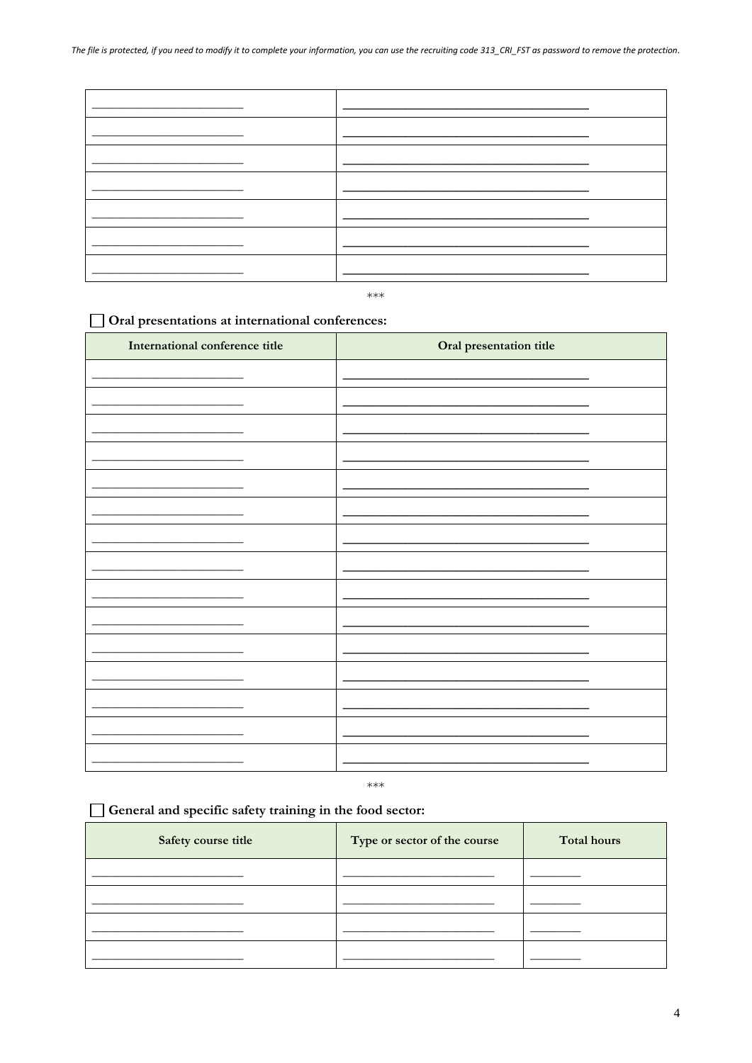*The file is protected, if you need to modify it to complete your information, you can use the recruiting code 313_CRI_FST as password to remove the protection.*

| | |
|---|---|
| | |
| | |
| | |
| | |
| | |
| | |
| | |

\*\*\*

☐ **Oral presentations at international conferences:**

| International conference title | Oral presentation title |
|---|---|
| | |
| | |
| | |
| | |
| | |
| | |
| | |
| | |
| | |
| | |
| | |
| | |
| | |
| | |
| | |

\*\*\*

☐ **General and specific safety training in the food sector:**

| Safety course title | Type or sector of the course | Total hours |
|---|---|---|
| | | |
| | | |
| | | |
| | | |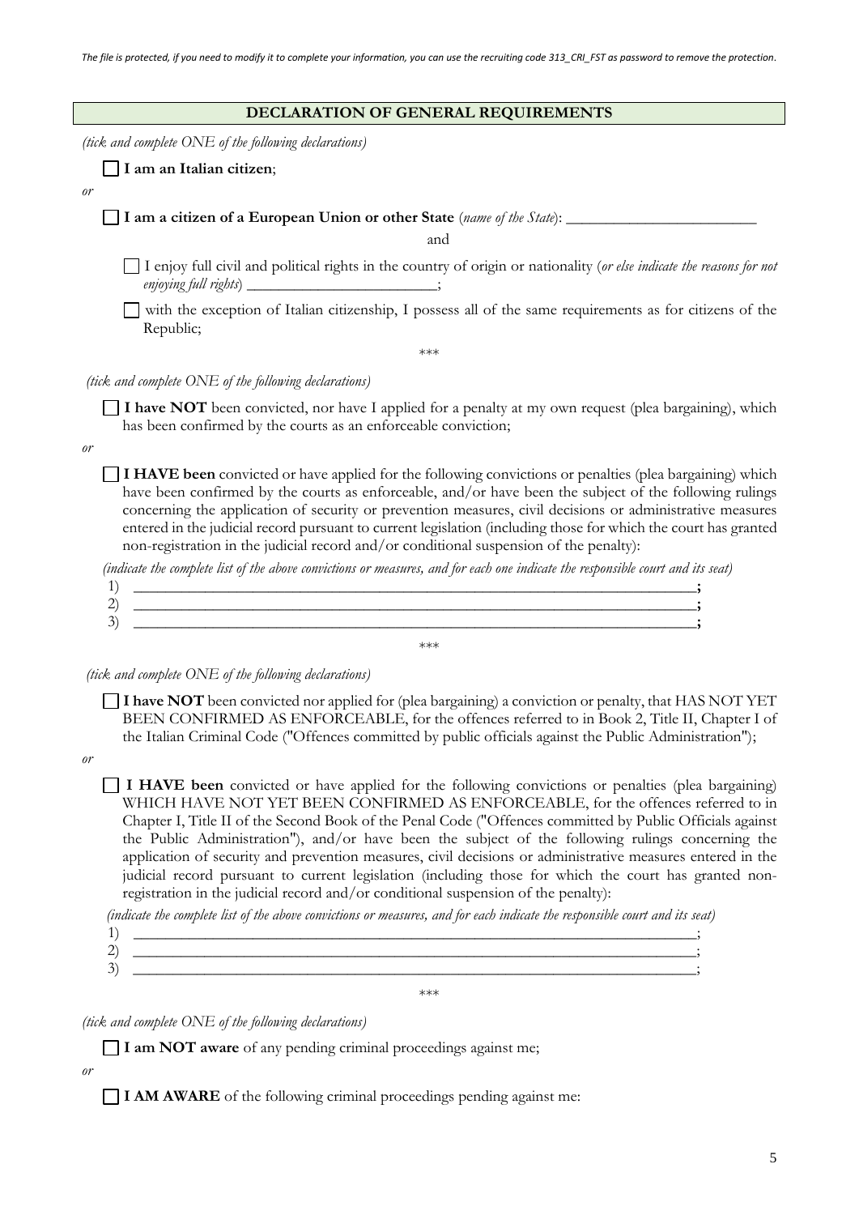*The file is protected, if you need to modify it to complete your information, you can use the recruiting code 313_CRI_FST as password to remove the protection.*

## DECLARATION OF GENERAL REQUIREMENTS

*(tick and complete ONE of the following declarations)*

☐ **I am an Italian citizen**;

*or*

☐ **I am a citizen of a European Union or other State** (*name of the State*): ________________________

and

☐ I enjoy full civil and political rights in the country of origin or nationality (*or else indicate the reasons for not enjoying full rights*) ________________________;

☐ with the exception of Italian citizenship, I possess all of the same requirements as for citizens of the Republic;

\*\*\*

*(tick and complete ONE of the following declarations)*

☐ **I have NOT** been convicted, nor have I applied for a penalty at my own request (plea bargaining), which has been confirmed by the courts as an enforceable conviction;

*or*

☐ **I HAVE been** convicted or have applied for the following convictions or penalties (plea bargaining) which have been confirmed by the courts as enforceable, and/or have been the subject of the following rulings concerning the application of security or prevention measures, civil decisions or administrative measures entered in the judicial record pursuant to current legislation (including those for which the court has granted non-registration in the judicial record and/or conditional suspension of the penalty):

*(indicate the complete list of the above convictions or measures, and for each one indicate the responsible court and its seat)*

1) ________________________________________________________________________**;**
2) ________________________________________________________________________**;**
3) ________________________________________________________________________**;**

\*\*\*

*(tick and complete ONE of the following declarations)*

☐ **I have NOT** been convicted nor applied for (plea bargaining) a conviction or penalty, that HAS NOT YET BEEN CONFIRMED AS ENFORCEABLE, for the offences referred to in Book 2, Title II, Chapter I of the Italian Criminal Code ("Offences committed by public officials against the Public Administration");

*or*

☐ **I HAVE been** convicted or have applied for the following convictions or penalties (plea bargaining) WHICH HAVE NOT YET BEEN CONFIRMED AS ENFORCEABLE, for the offences referred to in Chapter I, Title II of the Second Book of the Penal Code ("Offences committed by Public Officials against the Public Administration"), and/or have been the subject of the following rulings concerning the application of security and prevention measures, civil decisions or administrative measures entered in the judicial record pursuant to current legislation (including those for which the court has granted non-registration in the judicial record and/or conditional suspension of the penalty):

*(indicate the complete list of the above convictions or measures, and for each indicate the responsible court and its seat)*

1) ________________________________________________________________________;
2) ________________________________________________________________________;
3) ________________________________________________________________________;

\*\*\*

*(tick and complete ONE of the following declarations)*

☐ **I am NOT aware** of any pending criminal proceedings against me;

*or*

☐ **I AM AWARE** of the following criminal proceedings pending against me: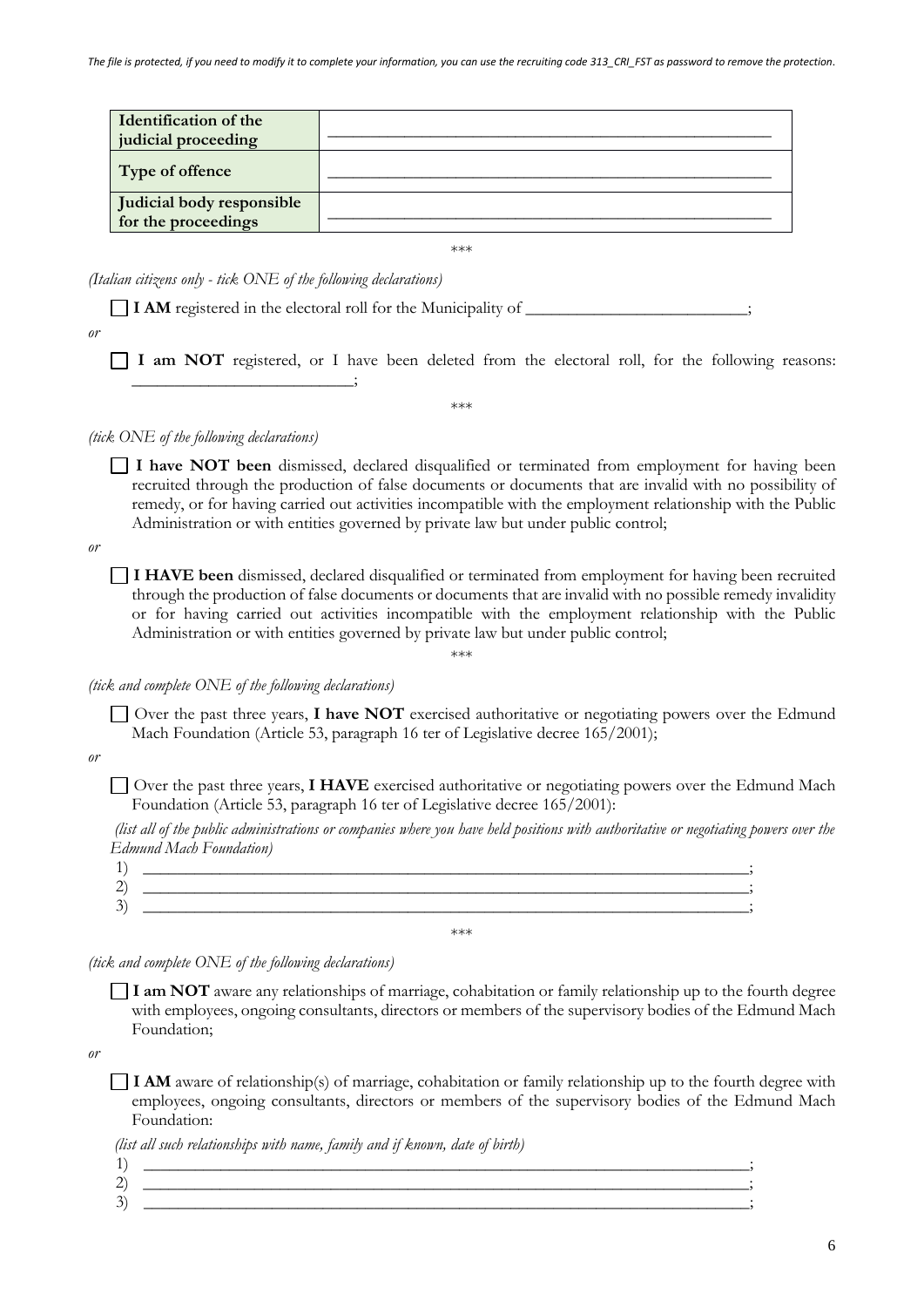*The file is protected, if you need to modify it to complete your information, you can use the recruiting code 313_CRI_FST as password to remove the protection.*

| **Identification of the judicial proceeding** | ___________________________________________ |
|---|---|
| **Type of offence** | ___________________________________________ |
| **Judicial body responsible for the proceedings** | ___________________________________________ |

***

*(Italian citizens only - tick ONE of the following declarations)*

☐ **I AM** registered in the electoral roll for the Municipality of ___________________________;

*or*

☐ **I am NOT** registered, or I have been deleted from the electoral roll, for the following reasons: ___________________________;

***

*(tick ONE of the following declarations)*

☐ **I have NOT been** dismissed, declared disqualified or terminated from employment for having been recruited through the production of false documents or documents that are invalid with no possibility of remedy, or for having carried out activities incompatible with the employment relationship with the Public Administration or with entities governed by private law but under public control;

*or*

☐ **I HAVE been** dismissed, declared disqualified or terminated from employment for having been recruited through the production of false documents or documents that are invalid with no possible remedy invalidity or for having carried out activities incompatible with the employment relationship with the Public Administration or with entities governed by private law but under public control;

***

*(tick and complete ONE of the following declarations)*

☐ Over the past three years, **I have NOT** exercised authoritative or negotiating powers over the Edmund Mach Foundation (Article 53, paragraph 16 ter of Legislative decree 165/2001);

*or*

☐ Over the past three years, **I HAVE** exercised authoritative or negotiating powers over the Edmund Mach Foundation (Article 53, paragraph 16 ter of Legislative decree 165/2001):

*(list all of the public administrations or companies where you have held positions with authoritative or negotiating powers over the Edmund Mach Foundation)*

1) ___________________________________________;
2) ___________________________________________;
3) ___________________________________________;

***

*(tick and complete ONE of the following declarations)*

☐ **I am NOT** aware any relationships of marriage, cohabitation or family relationship up to the fourth degree with employees, ongoing consultants, directors or members of the supervisory bodies of the Edmund Mach Foundation;

*or*

☐ **I AM** aware of relationship(s) of marriage, cohabitation or family relationship up to the fourth degree with employees, ongoing consultants, directors or members of the supervisory bodies of the Edmund Mach Foundation:

*(list all such relationships with name, family and if known, date of birth)*

1) ___________________________________________;
2) ___________________________________________;
3) ___________________________________________;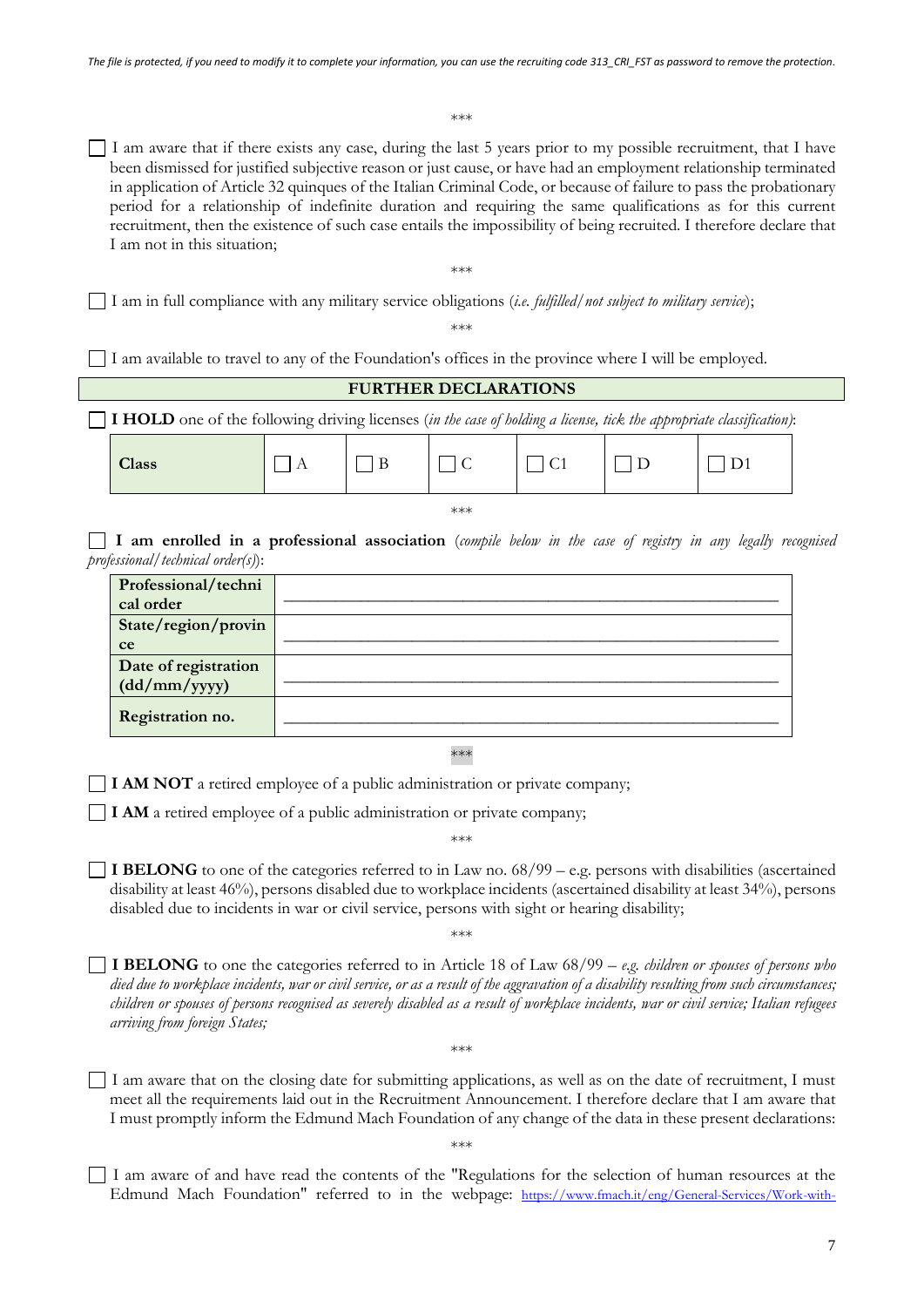*The file is protected, if you need to modify it to complete your information, you can use the recruiting code 313_CRI_FST as password to remove the protection.*

***

☐ I am aware that if there exists any case, during the last 5 years prior to my possible recruitment, that I have been dismissed for justified subjective reason or just cause, or have had an employment relationship terminated in application of Article 32 quinques of the Italian Criminal Code, or because of failure to pass the probationary period for a relationship of indefinite duration and requiring the same qualifications as for this current recruitment, then the existence of such case entails the impossibility of being recruited. I therefore declare that I am not in this situation;

***

☐ I am in full compliance with any military service obligations (*i.e. fulfilled/not subject to military service*);

***

☐ I am available to travel to any of the Foundation's offices in the province where I will be employed.

## FURTHER DECLARATIONS

☐ **I HOLD** one of the following driving licenses (*in the case of holding a license, tick the appropriate classification)*:

| **Class** | ☐ A | ☐ B | ☐ C | ☐ C1 | ☐ D | ☐ D1 |
|---|---|---|---|---|---|---|

***

☐ **I am enrolled in a professional association** (*compile below in the case of registry in any legally recognised professional/technical order(s)*):

| | |
|---|---|
| **Professional/technical order** | ___________________________________ |
| **State/region/province** | ___________________________________ |
| **Date of registration (dd/mm/yyyy)** | ___________________________________ |
| **Registration no.** | ___________________________________ |

***

☐ **I AM NOT** a retired employee of a public administration or private company;

☐ **I AM** a retired employee of a public administration or private company;

***

☐ **I BELONG** to one of the categories referred to in Law no. 68/99 – e.g. persons with disabilities (ascertained disability at least 46%), persons disabled due to workplace incidents (ascertained disability at least 34%), persons disabled due to incidents in war or civil service, persons with sight or hearing disability;

***

☐ **I BELONG** to one the categories referred to in Article 18 of Law 68/99 – *e.g. children or spouses of persons who died due to workplace incidents, war or civil service, or as a result of the aggravation of a disability resulting from such circumstances; children or spouses of persons recognised as severely disabled as a result of workplace incidents, war or civil service; Italian refugees arriving from foreign States;*

***

☐ I am aware that on the closing date for submitting applications, as well as on the date of recruitment, I must meet all the requirements laid out in the Recruitment Announcement. I therefore declare that I am aware that I must promptly inform the Edmund Mach Foundation of any change of the data in these present declarations:

***

☐ I am aware of and have read the contents of the "Regulations for the selection of human resources at the Edmund Mach Foundation" referred to in the webpage: https://www.fmach.it/eng/General-Services/Work-with-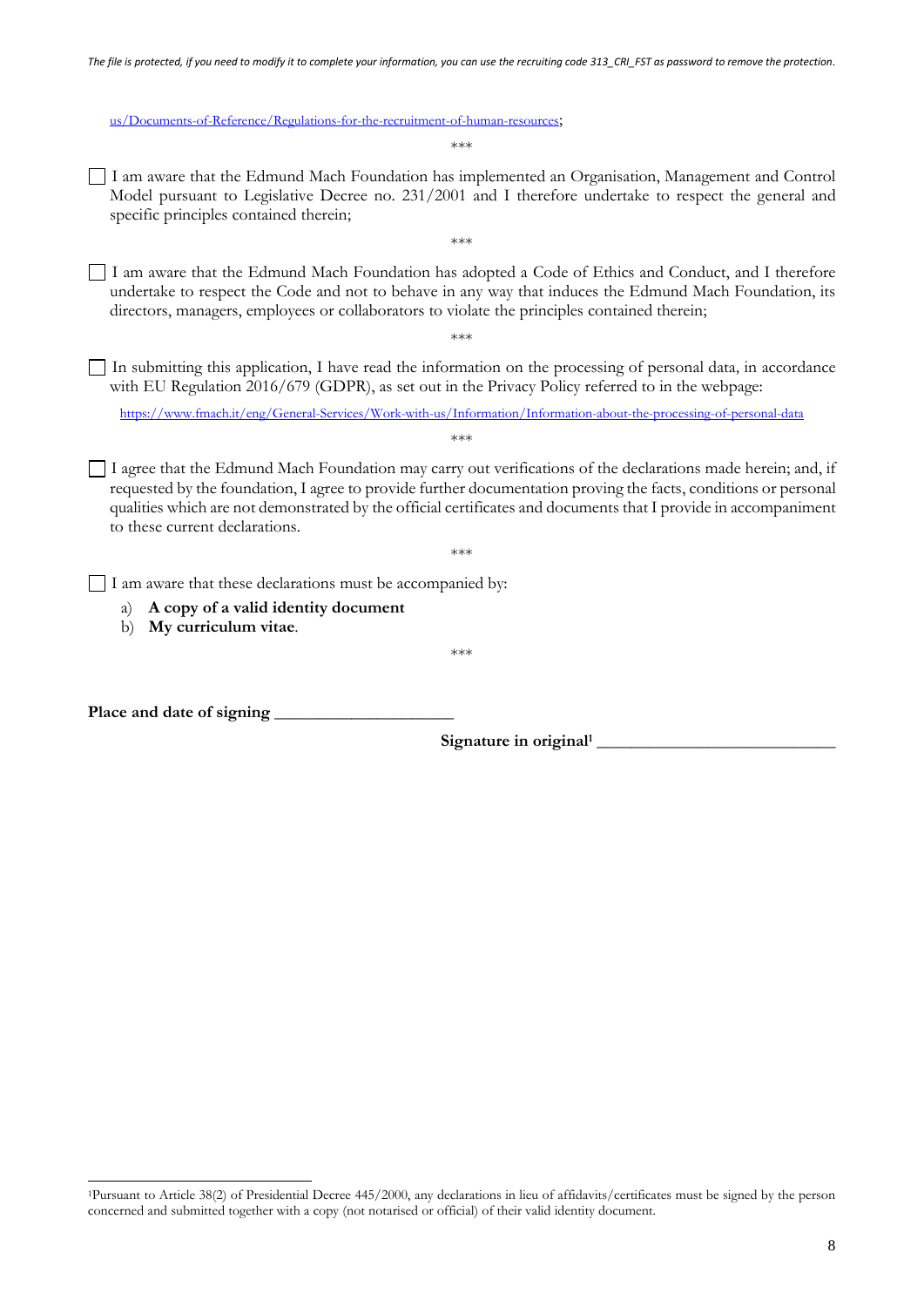The file is protected, if you need to modify it to complete your information, you can use the recruiting code 313_CRI_FST as password to remove the protection.

us/Documents-of-Reference/Regulations-for-the-recruitment-of-human-resources;

***

☐ I am aware that the Edmund Mach Foundation has implemented an Organisation, Management and Control Model pursuant to Legislative Decree no. 231/2001 and I therefore undertake to respect the general and specific principles contained therein;

***

☐ I am aware that the Edmund Mach Foundation has adopted a Code of Ethics and Conduct, and I therefore undertake to respect the Code and not to behave in any way that induces the Edmund Mach Foundation, its directors, managers, employees or collaborators to violate the principles contained therein;

***

☐ In submitting this application, I have read the information on the processing of personal data, in accordance with EU Regulation 2016/679 (GDPR), as set out in the Privacy Policy referred to in the webpage:

https://www.fmach.it/eng/General-Services/Work-with-us/Information/Information-about-the-processing-of-personal-data

***

☐ I agree that the Edmund Mach Foundation may carry out verifications of the declarations made herein; and, if requested by the foundation, I agree to provide further documentation proving the facts, conditions or personal qualities which are not demonstrated by the official certificates and documents that I provide in accompaniment to these current declarations.

***

☐ I am aware that these declarations must be accompanied by:

a) **A copy of a valid identity document**
b) **My curriculum vitae**.

***

**Place and date of signing** ____________________

**Signature in original[1]** ___________________________

[1]Pursuant to Article 38(2) of Presidential Decree 445/2000, any declarations in lieu of affidavits/certificates must be signed by the person concerned and submitted together with a copy (not notarised or official) of their valid identity document.